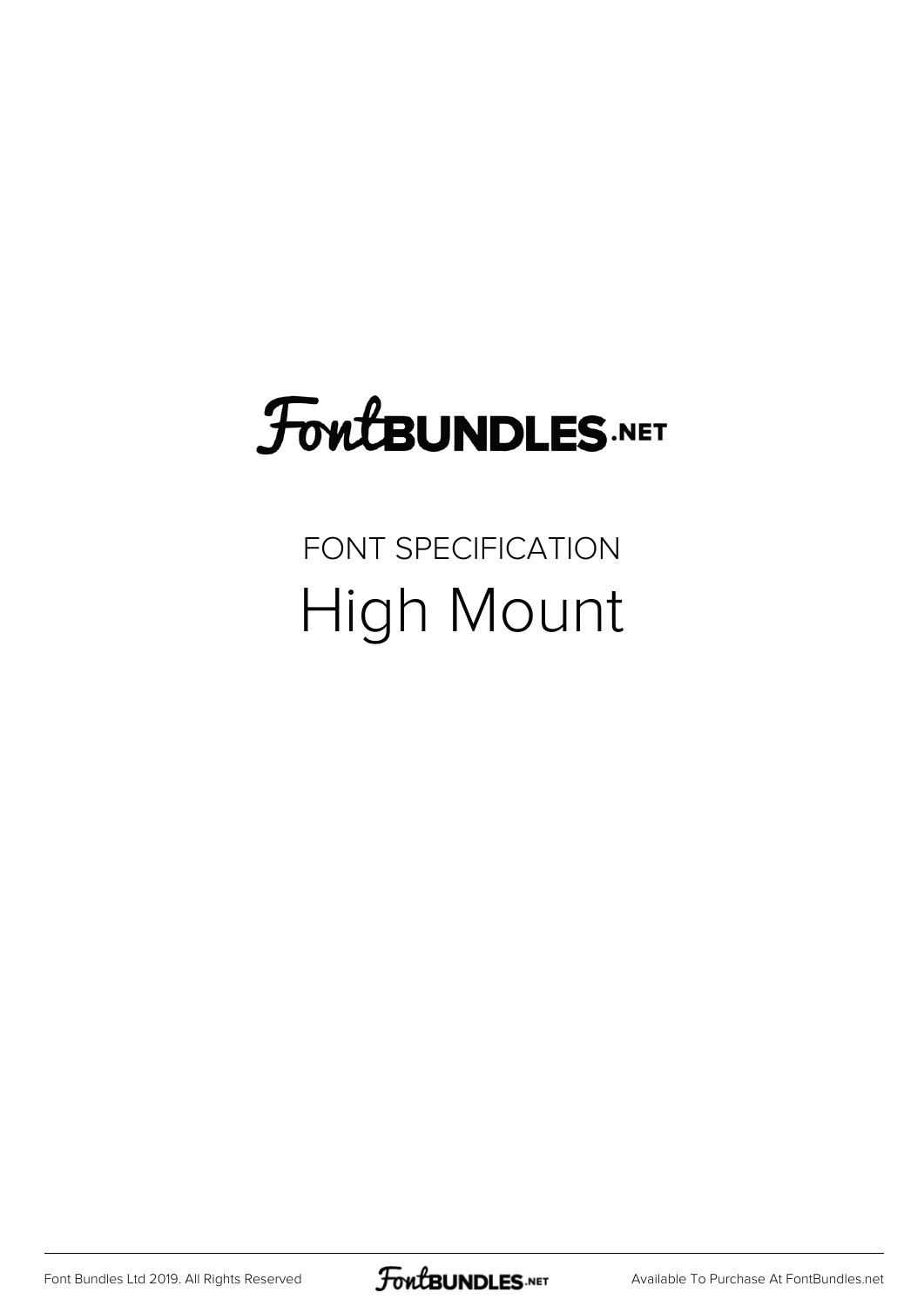# FontBUNDLES.NET

FONT SPECIFICATION

## High Mount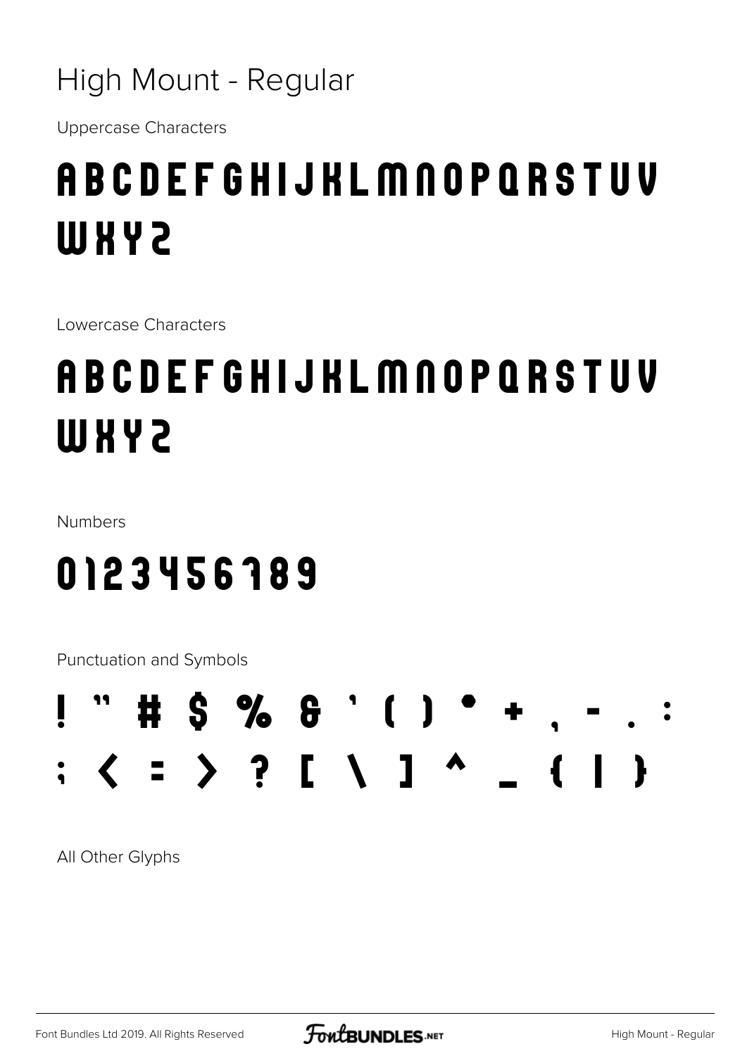# High Mount - Regular

Uppercase Characters

## A B C D E F G H I J K L M N O P Q R S T U V W X Y Z

Lowercase Characters

## A B C D E F G H I J K L M N O P Q R S T U V W X Y Z

Numbers

## 0 1 2 3 4 5 6 7 8 9

Punctuation and Symbols

## ! " # $ % & ' ( ) * + , - . : ; < = > ? [ \ ] ^ _ { | }

All Other Glyphs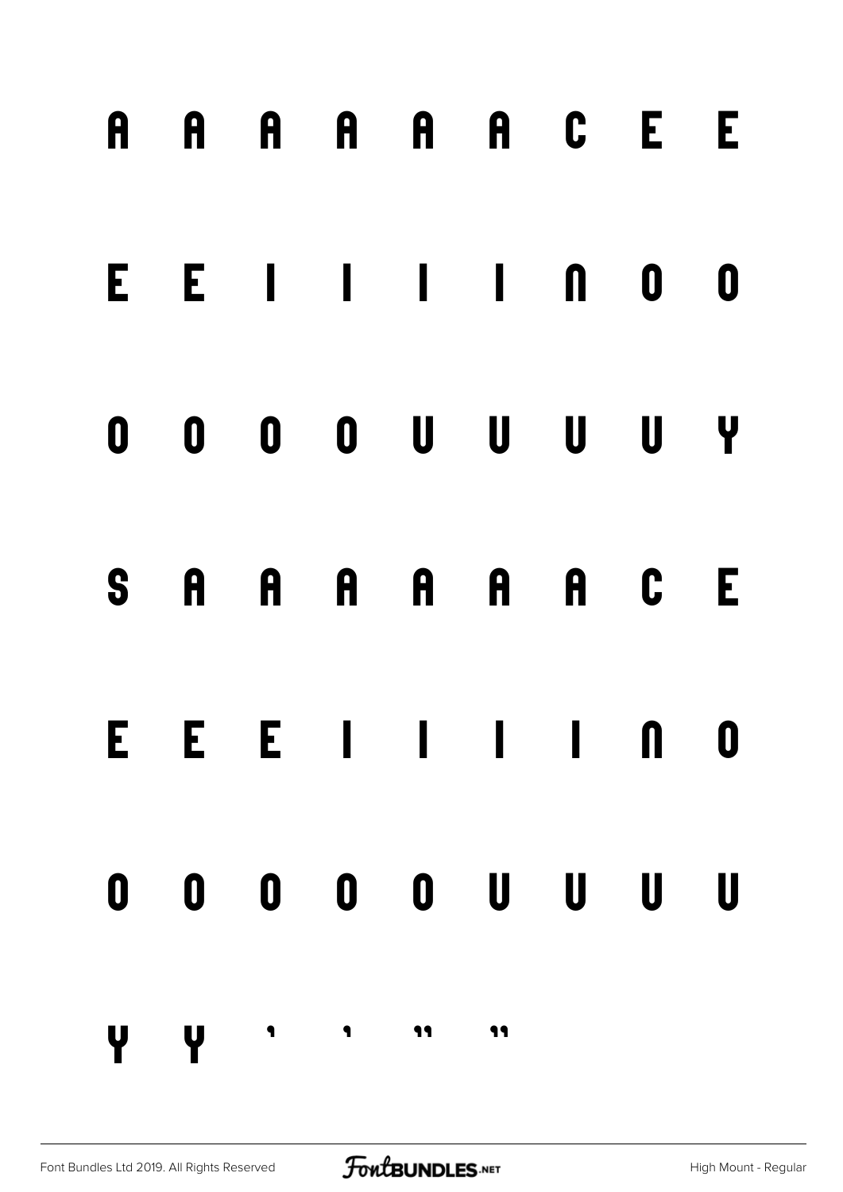A A A A A A C E E

E E I I I I N O O

O O O O U U U U Y

S A A A A A A C E

E E E I I I I N O

O O O O O U U U U

Y Y ' ' " "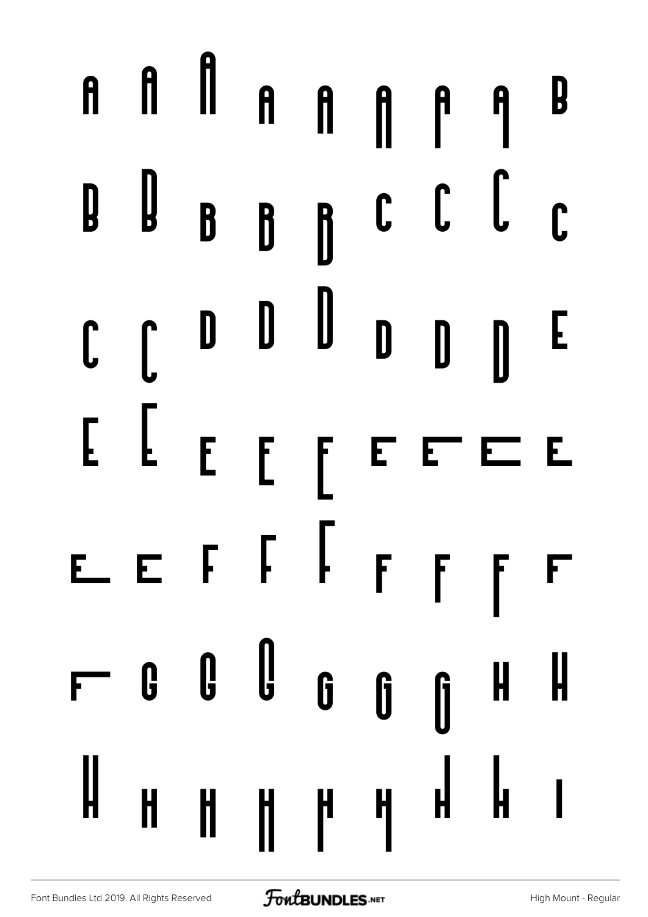A A A A A A A A B

B B B B B C C C C

C C D D D D D D E

E E E E E E E E E

E E F F F F F F F

F G G G G G G H H

H H H H H H H H I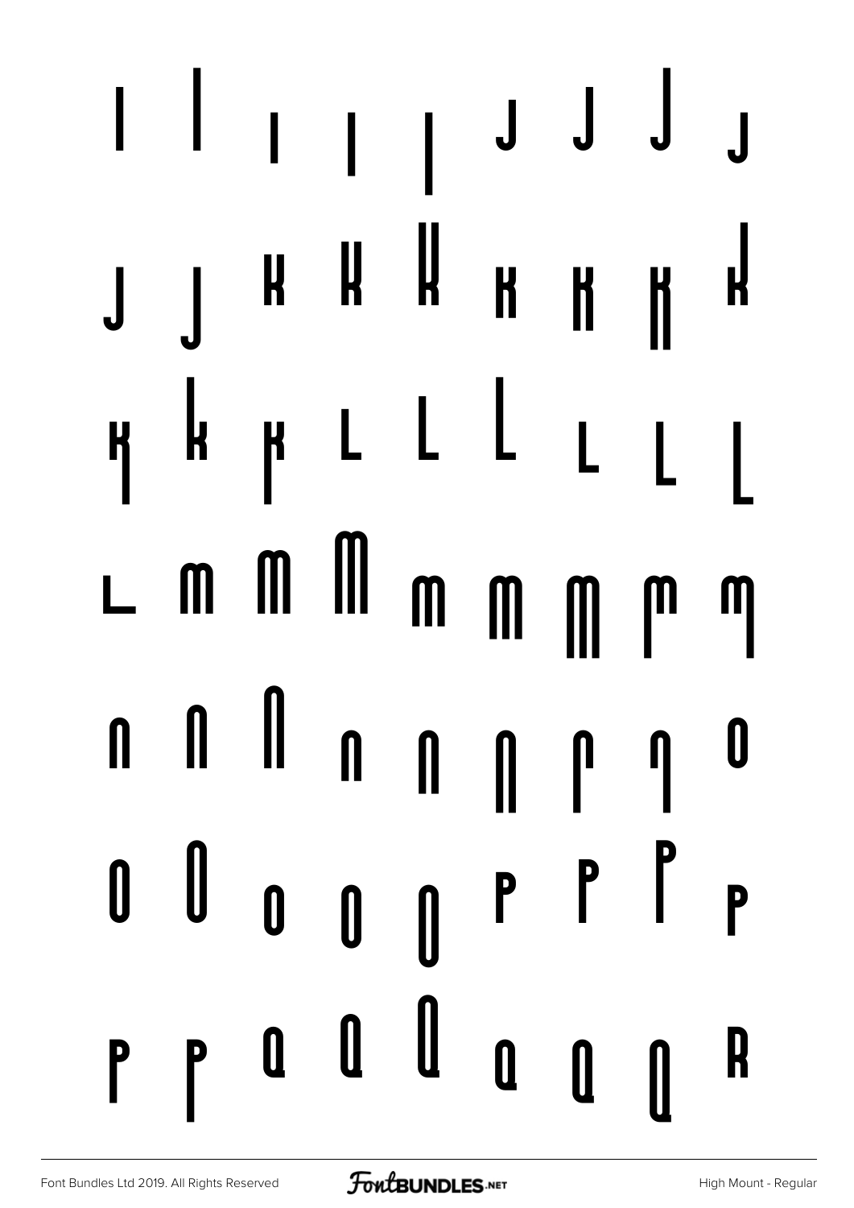I I I I I J J J J

J J K K K K K K K

K K K L L L L L L

L M M M M M M M M

N N N N N N N N O

O O O O O P P P P

P P Q Q Q Q Q Q R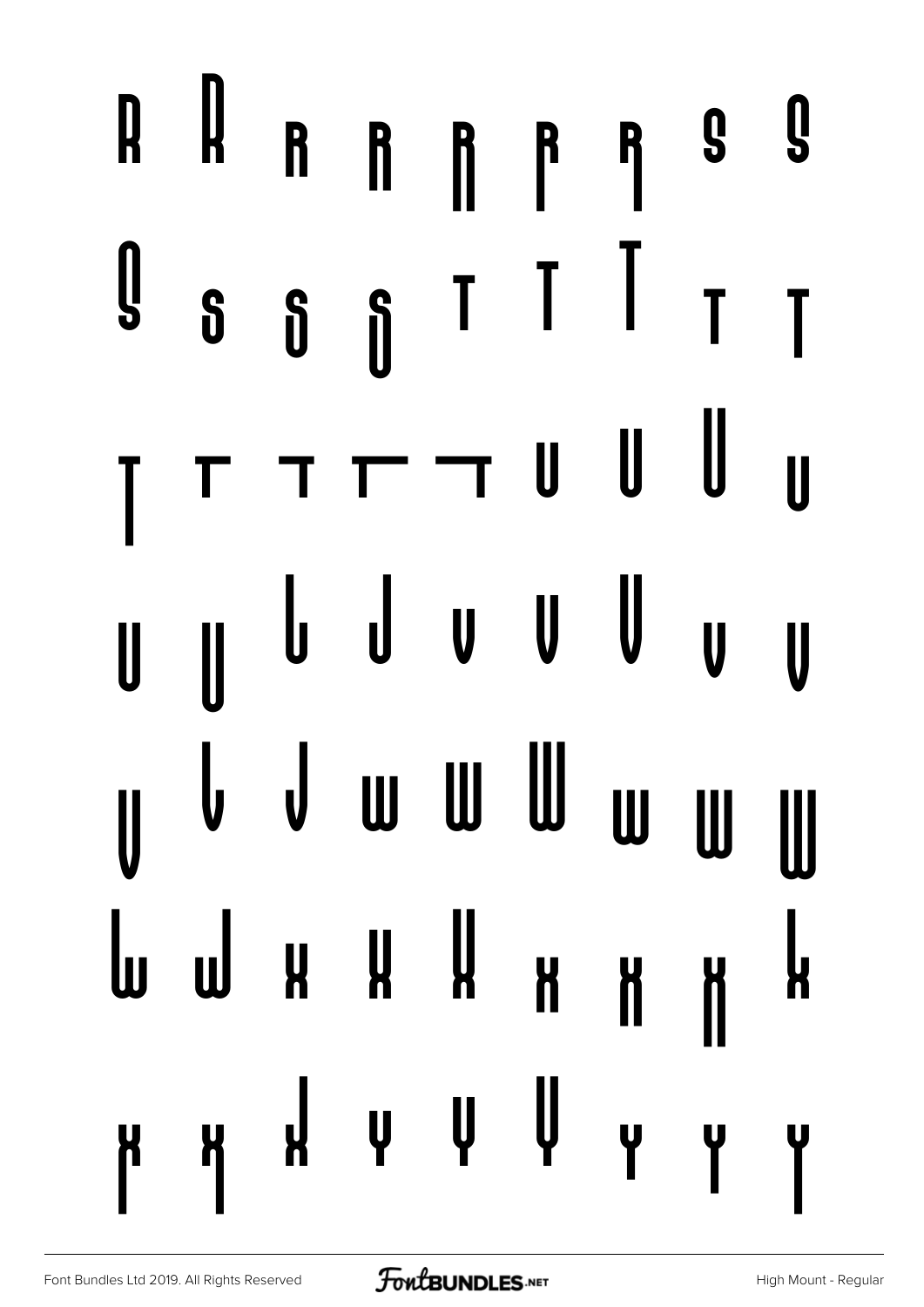R R R R R R R S S

S S S S T T T T T

T T T T T U U U U

U U U U V V V V V

V V V W W W W W W

W W X X X X X X X

X X X Y Y Y Y Y Y